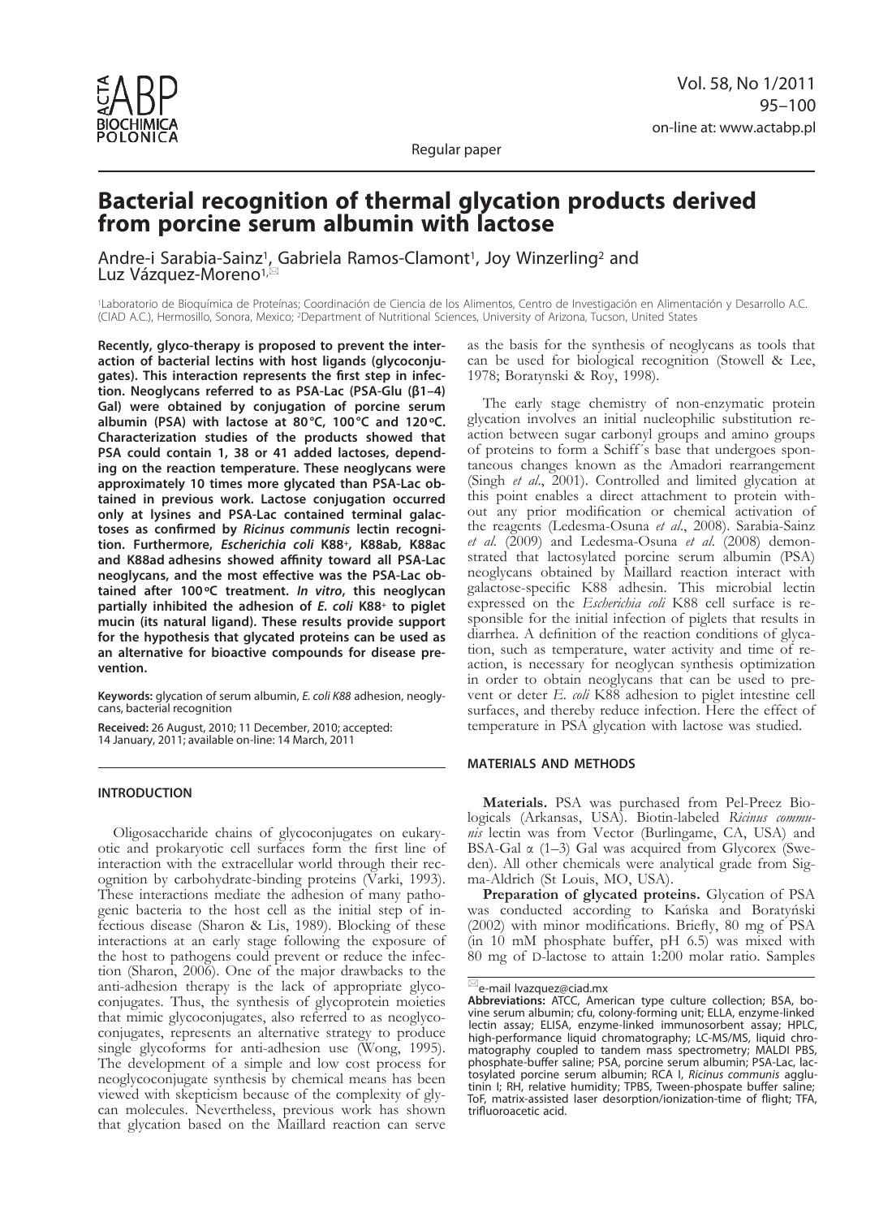Regular paper

# Bacterial recognition of thermal glycation products derived from porcine serum albumin with lactose

Andre-i Sarabia-Sainz[1], Gabriela Ramos-Clamont[1], Joy Winzerling[2] and Luz Vázquez-Moreno[1,✉]

[1]Laboratorio de Bioquímica de Proteínas; Coordinación de Ciencia de los Alimentos, Centro de Investigación en Alimentación y Desarrollo A.C. (CIAD A.C.), Hermosillo, Sonora, Mexico; [2]Department of Nutritional Sciences, University of Arizona, Tucson, United States

**Recently, glyco-therapy is proposed to prevent the interaction of bacterial lectins with host ligands (glycoconjugates). This interaction represents the first step in infection. Neoglycans referred to as PSA-Lac (PSA-Glu (β1–4) Gal) were obtained by conjugation of porcine serum albumin (PSA) with lactose at 80 °C, 100 °C and 120 °C. Characterization studies of the products showed that PSA could contain 1, 38 or 41 added lactoses, depending on the reaction temperature. These neoglycans were approximately 10 times more glycated than PSA-Lac obtained in previous work. Lactose conjugation occurred only at lysines and PSA-Lac contained terminal galactoses as confirmed by *Ricinus communis* lectin recognition. Furthermore, *Escherichia coli* K88+, K88ab, K88ac and K88ad adhesins showed affinity toward all PSA-Lac neoglycans, and the most effective was the PSA-Lac obtained after 100 °C treatment. *In vitro*, this neoglycan partially inhibited the adhesion of *E. coli* K88+ to piglet mucin (its natural ligand). These results provide support for the hypothesis that glycated proteins can be used as an alternative for bioactive compounds for disease prevention.**

**Keywords:** glycation of serum albumin, *E. coli K88* adhesion, neoglycans, bacterial recognition

**Received:** 26 August, 2010; 11 December, 2010; accepted: 14 January, 2011; available on-line: 14 March, 2011

## INTRODUCTION

Oligosaccharide chains of glycoconjugates on eukaryotic and prokaryotic cell surfaces form the first line of interaction with the extracellular world through their recognition by carbohydrate-binding proteins (Varki, 1993). These interactions mediate the adhesion of many pathogenic bacteria to the host cell as the initial step of infectious disease (Sharon & Lis, 1989). Blocking of these interactions at an early stage following the exposure of the host to pathogens could prevent or reduce the infection (Sharon, 2006). One of the major drawbacks to the anti-adhesion therapy is the lack of appropriate glycoconjugates. Thus, the synthesis of glycoprotein moieties that mimic glycoconjugates, also referred to as neoglycoconjugates, represents an alternative strategy to produce single glycoforms for anti-adhesion use (Wong, 1995). The development of a simple and low cost process for neoglycoconjugate synthesis by chemical means has been viewed with skepticism because of the complexity of glycan molecules. Nevertheless, previous work has shown that glycation based on the Maillard reaction can serve as the basis for the synthesis of neoglycans as tools that can be used for biological recognition (Stowell & Lee, 1978; Boratynski & Roy, 1998).

The early stage chemistry of non-enzymatic protein glycation involves an initial nucleophilic substitution reaction between sugar carbonyl groups and amino groups of proteins to form a Schiff´s base that undergoes spontaneous changes known as the Amadori rearrangement (Singh *et al*., 2001). Controlled and limited glycation at this point enables a direct attachment to protein without any prior modification or chemical activation of the reagents (Ledesma-Osuna *et al*., 2008). Sarabia-Sainz *et al*. (2009) and Ledesma-Osuna *et al*. (2008) demonstrated that lactosylated porcine serum albumin (PSA) neoglycans obtained by Maillard reaction interact with galactose-specific K88 adhesin. This microbial lectin expressed on the *Escherichia coli* K88 cell surface is responsible for the initial infection of piglets that results in diarrhea. A definition of the reaction conditions of glycation, such as temperature, water activity and time of reaction, is necessary for neoglycan synthesis optimization in order to obtain neoglycans that can be used to prevent or deter *E. coli* K88 adhesion to piglet intestine cell surfaces, and thereby reduce infection. Here the effect of temperature in PSA glycation with lactose was studied.

## MATERIALS AND METHODS

**Materials.** PSA was purchased from Pel-Preez Biologicals (Arkansas, USA). Biotin-labeled *Ricinus communis* lectin was from Vector (Burlingame, CA, USA) and BSA-Gal α (1–3) Gal was acquired from Glycorex (Sweden). All other chemicals were analytical grade from Sigma-Aldrich (St Louis, MO, USA).

**Preparation of glycated proteins.** Glycation of PSA was conducted according to Kańska and Boratyński (2002) with minor modifications. Briefly, 80 mg of PSA (in 10 mM phosphate buffer, pH 6.5) was mixed with 80 mg of D-lactose to attain 1:200 molar ratio. Samples

✉e-mail lvazquez@ciad.mx

**Abbreviations:** ATCC, American type culture collection; BSA, bovine serum albumin; cfu, colony-forming unit; ELLA, enzyme-linked lectin assay; ELISA, enzyme-linked immunosorbent assay; HPLC, high-performance liquid chromatography; LC-MS/MS, liquid chromatography coupled to tandem mass spectrometry; MALDI PBS, phosphate-buffer saline; PSA, porcine serum albumin; PSA-Lac, lactosylated porcine serum albumin; RCA I, *Ricinus communis* agglutinin I; RH, relative humidity; TPBS, Tween-phospate buffer saline; ToF, matrix-assisted laser desorption/ionization-time of flight; TFA, trifluoroacetic acid.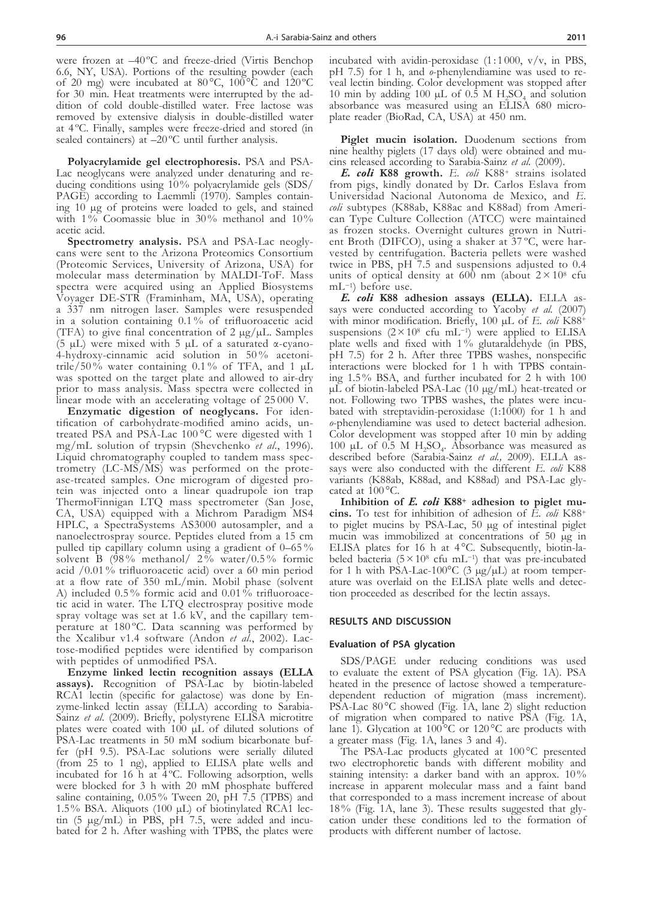were frozen at –40°C and freeze-dried (Virtis Benchop 6.6, NY, USA). Portions of the resulting powder (each of 20 mg) were incubated at 80°C, 100°C and 120°C for 30 min. Heat treatments were interrupted by the addition of cold double-distilled water. Free lactose was removed by extensive dialysis in double-distilled water at 4°C. Finally, samples were freeze-dried and stored (in sealed containers) at –20°C until further analysis.

**Polyacrylamide gel electrophoresis.** PSA and PSA-Lac neoglycans were analyzed under denaturing and reducing conditions using 10% polyacrylamide gels (SDS/PAGE) according to Laemmli (1970). Samples containing 10 μg of proteins were loaded to gels, and stained with 1% Coomassie blue in 30% methanol and 10% acetic acid.

**Spectrometry analysis.** PSA and PSA-Lac neoglycans were sent to the Arizona Proteomics Consortium (Proteomic Services, University of Arizona, USA) for molecular mass determination by MALDI-ToF. Mass spectra were acquired using an Applied Biosystems Voyager DE-STR (Framinham, MA, USA), operating a 337 nm nitrogen laser. Samples were resuspended in a solution containing 0.1% of trifluoroacetic acid (TFA) to give final concentration of 2 μg/μL. Samples (5 μL) were mixed with 5 μL of a saturated α-cyano-4-hydroxy-cinnamic acid solution in 50% acetonitrile/50% water containing 0.1% of TFA, and 1 μL was spotted on the target plate and allowed to air-dry prior to mass analysis. Mass spectra were collected in linear mode with an accelerating voltage of 25 000 V.

**Enzymatic digestion of neoglycans.** For identification of carbohydrate-modified amino acids, untreated PSA and PSA-Lac 100°C were digested with 1 mg/mL solution of trypsin (Shevchenko *et al*., 1996). Liquid chromatography coupled to tandem mass spectrometry (LC-MS/MS) was performed on the protease-treated samples. One microgram of digested protein was injected onto a linear quadrupole ion trap ThermoFinnigan LTQ mass spectrometer (San Jose, CA, USA) equipped with a Michrom Paradigm MS4 HPLC, a SpectraSystems AS3000 autosampler, and a nanoelectrospray source. Peptides eluted from a 15 cm pulled tip capillary column using a gradient of 0–65% solvent B (98% methanol/ 2% water/0.5% formic acid /0.01% trifluoroacetic acid) over a 60 min period at a flow rate of 350 mL/min. Mobil phase (solvent A) included 0.5% formic acid and 0.01% trifluoroacetic acid in water. The LTQ electrospray positive mode spray voltage was set at 1.6 kV, and the capillary temperature at 180°C. Data scanning was performed by the Xcalibur v1.4 software (Andon *et al*., 2002). Lactose-modified peptides were identified by comparison with peptides of unmodified PSA.

**Enzyme linked lectin recognition assays (ELLA assays).** Recognition of PSA-Lac by biotin-labeled RCA1 lectin (specific for galactose) was done by Enzyme-linked lectin assay (ELLA) according to Sarabia-Sainz *et al*. (2009). Briefly, polystyrene ELISA microtitre plates were coated with 100 μL of diluted solutions of PSA-Lac treatments in 50 mM sodium bicarbonate buffer (pH 9.5). PSA-Lac solutions were serially diluted (from 25 to 1 ng), applied to ELISA plate wells and incubated for 16 h at 4°C. Following adsorption, wells were blocked for 3 h with 20 mM phosphate buffered saline containing, 0.05% Tween 20, pH 7.5 (TPBS) and 1.5% BSA. Aliquots (100 μL) of biotinylated RCA1 lectin (5 μg/mL) in PBS, pH 7.5, were added and incubated for 2 h. After washing with TPBS, the plates were incubated with avidin-peroxidase (1:1000, v/v, in PBS, pH 7.5) for 1 h, and *o*-phenylendiamine was used to reveal lectin binding. Color development was stopped after 10 min by adding 100 μL of 0.5 M $H_2SO_4$ and solution absorbance was measured using an ELISA 680 microplate reader (BioRad, CA, USA) at 450 nm.

**Piglet mucin isolation.** Duodenum sections from nine healthy piglets (17 days old) were obtained and mucins released according to Sarabia-Sainz *et al.* (2009).

***E. coli* K88 growth.** *E. coli* K88$^+$ strains isolated from pigs, kindly donated by Dr. Carlos Eslava from Universidad Nacional Autonoma de Mexico, and *E. coli* subtypes (K88ab, K88ac and K88ad) from American Type Culture Collection (ATCC) were maintained as frozen stocks. Overnight cultures grown in Nutrient Broth (DIFCO), using a shaker at 37°C, were harvested by centrifugation. Bacteria pellets were washed twice in PBS, pH 7.5 and suspensions adjusted to 0.4 units of optical density at 600 nm (about $2\times10^8$ cfu mL$^{-1}$) before use.

***E. coli* K88 adhesion assays (ELLA).** ELLA assays were conducted according to Yacoby *et al.* (2007) with minor modification. Briefly, 100 μL of *E. coli* K88$^+$ suspensions ($2\times10^8$ cfu mL$^{-1}$) were applied to ELISA plate wells and fixed with 1% glutaraldehyde (in PBS, pH 7.5) for 2 h. After three TPBS washes, nonspecific interactions were blocked for 1 h with TPBS containing 1.5% BSA, and further incubated for 2 h with 100 μL of biotin-labeled PSA-Lac (10 μg/mL) heat-treated or not. Following two TPBS washes, the plates were incubated with streptavidin-peroxidase (1:1000) for 1 h and *o*-phenylendiamine was used to detect bacterial adhesion. Color development was stopped after 10 min by adding 100 μL of 0.5 M $H_2SO_4$. Absorbance was measured as described before (Sarabia-Sainz *et al.,* 2009). ELLA assays were also conducted with the different *E. coli* K88 variants (K88ab, K88ad, and K88ad) and PSA-Lac glycated at 100°C.

**Inhibition of *E. coli* K88$^+$ adhesion to piglet mucins.** To test for inhibition of adhesion of *E. coli* K88$^+$ to piglet mucins by PSA-Lac, 50 μg of intestinal piglet mucin was immobilized at concentrations of 50 μg in ELISA plates for 16 h at 4°C. Subsequently, biotin-labeled bacteria ($5\times10^8$ cfu mL$^{-1}$) that was pre-incubated for 1 h with PSA-Lac-100°C (3 μg/μL) at room temperature was overlaid on the ELISA plate wells and detection proceeded as described for the lectin assays.

## RESULTS AND DISCUSSION

### Evaluation of PSA glycation

SDS/PAGE under reducing conditions was used to evaluate the extent of PSA glycation (Fig. 1A). PSA heated in the presence of lactose showed a temperature-dependent reduction of migration (mass increment). PSA-Lac 80°C showed (Fig. 1A, lane 2) slight reduction of migration when compared to native PSA (Fig. 1A, lane 1). Glycation at 100°C or 120°C are products with a greater mass (Fig. 1A, lanes 3 and 4).

The PSA-Lac products glycated at 100°C presented two electrophoretic bands with different mobility and staining intensity: a darker band with an approx. 10% increase in apparent molecular mass and a faint band that corresponded to a mass increment increase of about 18% (Fig. 1A, lane 3). These results suggested that glycation under these conditions led to the formation of products with different number of lactose.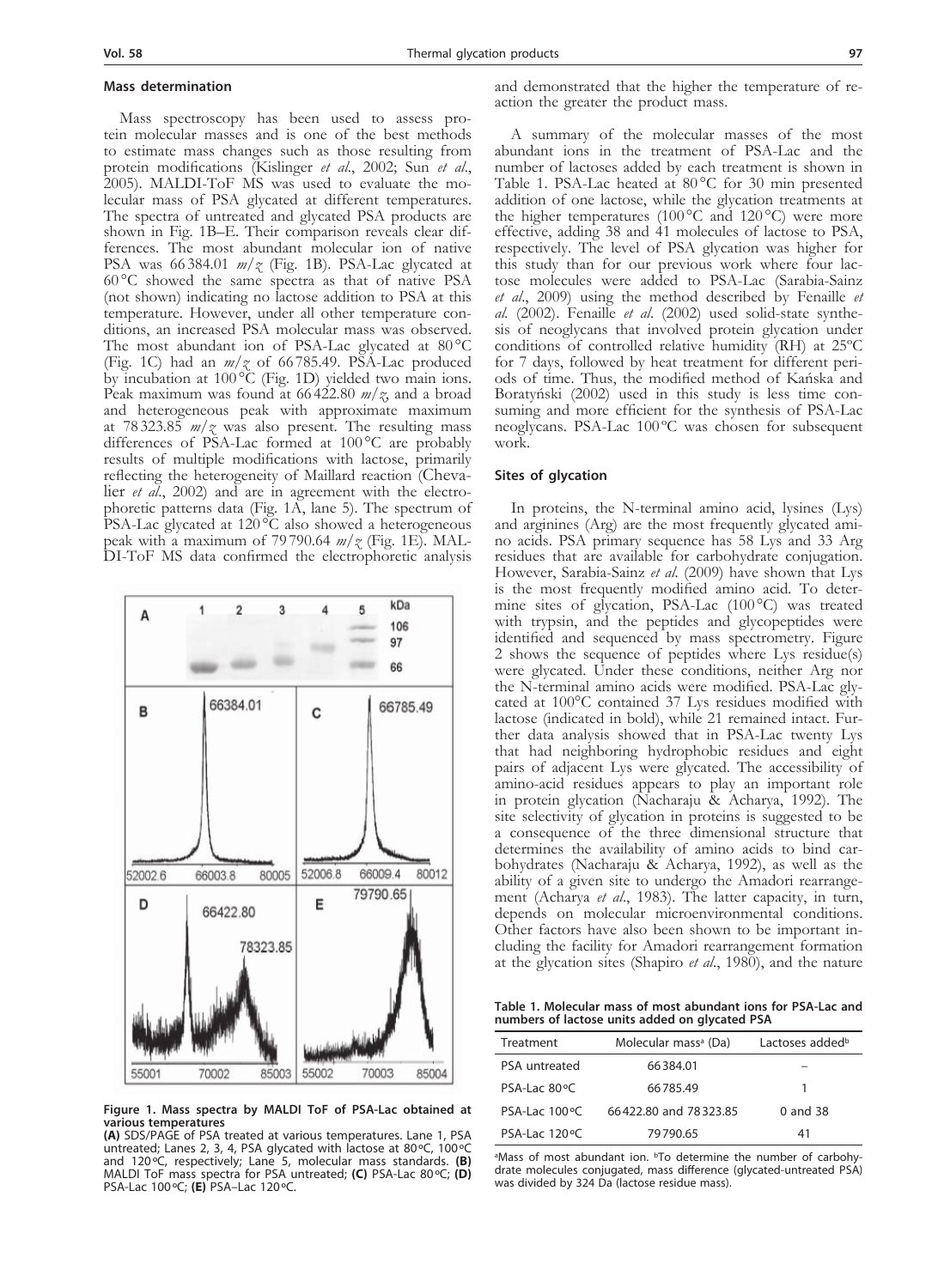### Mass determination

Mass spectroscopy has been used to assess protein molecular masses and is one of the best methods to estimate mass changes such as those resulting from protein modifications (Kislinger *et al*., 2002; Sun *et al*., 2005). MALDI-ToF MS was used to evaluate the molecular mass of PSA glycated at different temperatures. The spectra of untreated and glycated PSA products are shown in Fig. 1B–E. Their comparison reveals clear differences. The most abundant molecular ion of native PSA was 66 384.01 $m/z$ (Fig. 1B). PSA-Lac glycated at 60 °C showed the same spectra as that of native PSA (not shown) indicating no lactose addition to PSA at this temperature. However, under all other temperature conditions, an increased PSA molecular mass was observed. The most abundant ion of PSA-Lac glycated at 80 °C (Fig. 1C) had an $m/z$ of 66 785.49. PSA-Lac produced by incubation at 100 °C (Fig. 1D) yielded two main ions. Peak maximum was found at 66 422.80 $m/z$, and a broad and heterogeneous peak with approximate maximum at 78 323.85 $m/z$ was also present. The resulting mass differences of PSA-Lac formed at 100 °C are probably results of multiple modifications with lactose, primarily reflecting the heterogeneity of Maillard reaction (Chevalier *et al*., 2002) and are in agreement with the electrophoretic patterns data (Fig. 1A, lane 5). The spectrum of PSA-Lac glycated at 120 °C also showed a heterogeneous peak with a maximum of 79 790.64 $m/z$ (Fig. 1E). MALDI-ToF MS data confirmed the electrophoretic analysis and demonstrated that the higher the temperature of reaction the greater the product mass.

**Figure 1. Mass spectra by MALDI ToF of PSA-Lac obtained at various temperatures**
**(A)** SDS/PAGE of PSA treated at various temperatures. Lane 1, PSA untreated; Lanes 2, 3, 4, PSA glycated with lactose at 80 °C, 100 °C and 120 °C, respectively; Lane 5, molecular mass standards. **(B)** MALDI ToF mass spectra for PSA untreated; **(C)** PSA-Lac 80 °C; **(D)** PSA-Lac 100 °C; **(E)** PSA–Lac 120 °C.

A summary of the molecular masses of the most abundant ions in the treatment of PSA-Lac and the number of lactoses added by each treatment is shown in Table 1. PSA-Lac heated at 80 °C for 30 min presented addition of one lactose, while the glycation treatments at the higher temperatures (100 °C and 120 °C) were more effective, adding 38 and 41 molecules of lactose to PSA, respectively. The level of PSA glycation was higher for this study than for our previous work where four lactose molecules were added to PSA-Lac (Sarabia-Sainz *et al*., 2009) using the method described by Fenaille *et al*. (2002). Fenaille *et al*. (2002) used solid-state synthesis of neoglycans that involved protein glycation under conditions of controlled relative humidity (RH) at 25ºC for 7 days, followed by heat treatment for different periods of time. Thus, the modified method of Kańska and Boratyński (2002) used in this study is less time consuming and more efficient for the synthesis of PSA-Lac neoglycans. PSA-Lac 100 ºC was chosen for subsequent work.

### Sites of glycation

In proteins, the N-terminal amino acid, lysines (Lys) and arginines (Arg) are the most frequently glycated amino acids. PSA primary sequence has 58 Lys and 33 Arg residues that are available for carbohydrate conjugation. However, Sarabia-Sainz *et al*. (2009) have shown that Lys is the most frequently modified amino acid. To determine sites of glycation, PSA-Lac (100 °C) was treated with trypsin, and the peptides and glycopeptides were identified and sequenced by mass spectrometry. Figure 2 shows the sequence of peptides where Lys residue(s) were glycated. Under these conditions, neither Arg nor the N-terminal amino acids were modified. PSA-Lac glycated at 100°C contained 37 Lys residues modified with lactose (indicated in bold), while 21 remained intact. Further data analysis showed that in PSA-Lac twenty Lys that had neighboring hydrophobic residues and eight pairs of adjacent Lys were glycated. The accessibility of amino-acid residues appears to play an important role in protein glycation (Nacharaju & Acharya, 1992). The site selectivity of glycation in proteins is suggested to be a consequence of the three dimensional structure that determines the availability of amino acids to bind carbohydrates (Nacharaju & Acharya, 1992), as well as the ability of a given site to undergo the Amadori rearrangement (Acharya *et al*., 1983). The latter capacity, in turn, depends on molecular microenvironmental conditions. Other factors have also been shown to be important including the facility for Amadori rearrangement formation at the glycation sites (Shapiro *et al*., 1980), and the nature

**Table 1. Molecular mass of most abundant ions for PSA-Lac and numbers of lactose units added on glycated PSA**

| Treatment | Molecular mass[a] (Da) | Lactoses added[b] |
|---|---|---|
| PSA untreated | 66384.01 | – |
| PSA-Lac 80 ºC | 66785.49 | 1 |
| PSA-Lac 100 ºC | 66422.80 and 78323.85 | 0 and 38 |
| PSA-Lac 120 ºC | 79790.65 | 41 |

[a]Mass of most abundant ion. [b]To determine the number of carbohydrate molecules conjugated, mass difference (glycated-untreated PSA) was divided by 324 Da (lactose residue mass).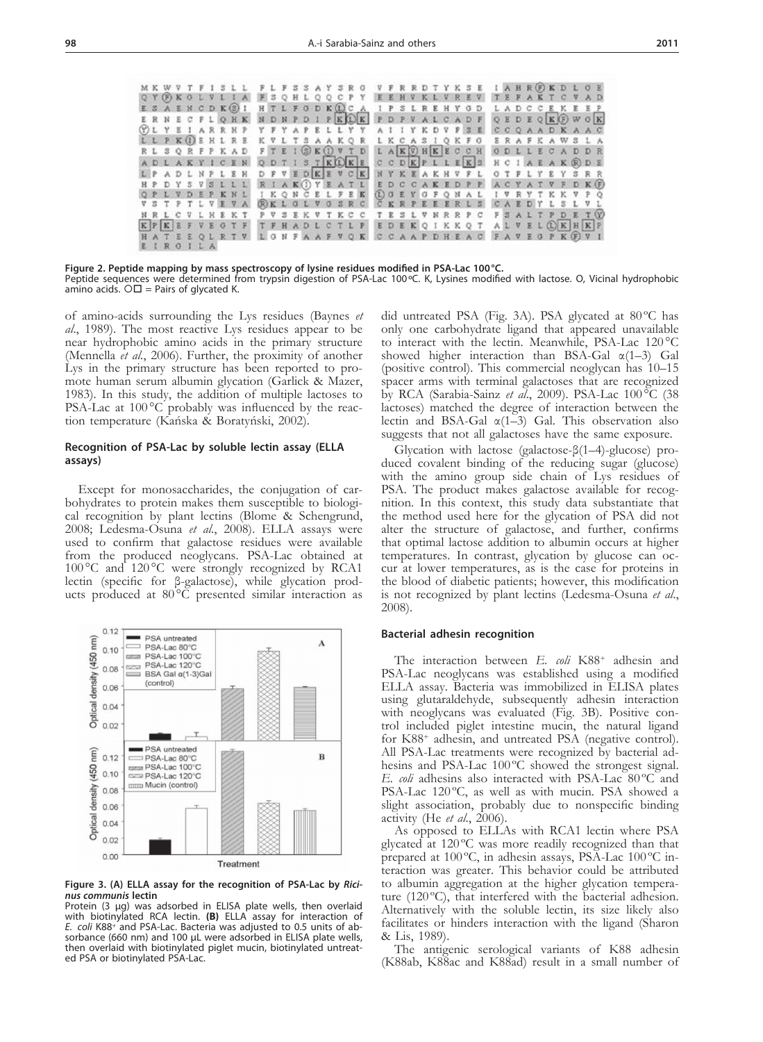**Figure 2. Peptide mapping by mass spectroscopy of lysine residues modified in PSA-Lac 100 °C.**
Peptide sequences were determined from trypsin digestion of PSA-Lac 100 ºC. K, Lysines modified with lactose. O, Vicinal hydrophobic amino acids. O☐ = Pairs of glycated K.

of amino-acids surrounding the Lys residues (Baynes *et al*., 1989). The most reactive Lys residues appear to be near hydrophobic amino acids in the primary structure (Mennella *et al*., 2006). Further, the proximity of another Lys in the primary structure has been reported to promote human serum albumin glycation (Garlick & Mazer, 1983). In this study, the addition of multiple lactoses to PSA-Lac at 100 °C probably was influenced by the reaction temperature (Kańska & Boratyński, 2002).

#### Recognition of PSA-Lac by soluble lectin assay (ELLA assays)

Except for monosaccharides, the conjugation of carbohydrates to protein makes them susceptible to biological recognition by plant lectins (Blome & Schengrund, 2008; Ledesma-Osuna *et al*., 2008). ELLA assays were used to confirm that galactose residues were available from the produced neoglycans. PSA-Lac obtained at 100 °C and 120 °C were strongly recognized by RCA1 lectin (specific for β-galactose), while glycation products produced at 80 °C presented similar interaction as did untreated PSA (Fig. 3A). PSA glycated at 80 °C has only one carbohydrate ligand that appeared unavailable to interact with the lectin. Meanwhile, PSA-Lac 120 °C showed higher interaction than BSA-Gal α(1–3) Gal (positive control). This commercial neoglycan has 10–15 spacer arms with terminal galactoses that are recognized by RCA (Sarabia-Sainz *et al*., 2009). PSA-Lac 100 °C (38 lactoses) matched the degree of interaction between the lectin and BSA-Gal α(1–3) Gal. This observation also suggests that not all galactoses have the same exposure.

Glycation with lactose (galactose-β(1–4)-glucose) produced covalent binding of the reducing sugar (glucose) with the amino group side chain of Lys residues of PSA. The product makes galactose available for recognition. In this context, this study data substantiate that the method used here for the glycation of PSA did not alter the structure of galactose, and further, confirms that optimal lactose addition to albumin occurs at higher temperatures. In contrast, glycation by glucose can occur at lower temperatures, as is the case for proteins in the blood of diabetic patients; however, this modification is not recognized by plant lectins (Ledesma-Osuna *et al*., 2008).

**Figure 3. (A) ELLA assay for the recognition of PSA-Lac by *Ricinus communis* lectin**
Protein (3 µg) was adsorbed in ELISA plate wells, then overlaid with biotinylated RCA lectin. **(B)** ELLA assay for interaction of *E. coli* K88⁺ and PSA-Lac. Bacteria was adjusted to 0.5 units of absorbance (660 nm) and 100 µL were adsorbed in ELISA plate wells, then overlaid with biotinylated piglet mucin, biotinylated untreated PSA or biotinylated PSA-Lac.

#### Bacterial adhesin recognition

The interaction between *E. coli* K88⁺ adhesin and PSA-Lac neoglycans was established using a modified ELLA assay. Bacteria was immobilized in ELISA plates using glutaraldehyde, subsequently adhesin interaction with neoglycans was evaluated (Fig. 3B). Positive control included piglet intestine mucin, the natural ligand for K88⁺ adhesin, and untreated PSA (negative control). All PSA-Lac treatments were recognized by bacterial adhesins and PSA-Lac 100 °C showed the strongest signal. *E. coli* adhesins also interacted with PSA-Lac 80 °C and PSA-Lac 120 °C, as well as with mucin. PSA showed a slight association, probably due to nonspecific binding activity (He *et al*., 2006).

As opposed to ELLAs with RCA1 lectin where PSA glycated at 120 °C was more readily recognized than that prepared at 100 °C, in adhesin assays, PSA-Lac 100 °C interaction was greater. This behavior could be attributed to albumin aggregation at the higher glycation temperature (120 °C), that interfered with the bacterial adhesion. Alternatively with the soluble lectin, its size likely also facilitates or hinders interaction with the ligand (Sharon & Lis, 1989).

The antigenic serological variants of K88 adhesin (K88ab, K88ac and K88ad) result in a small number of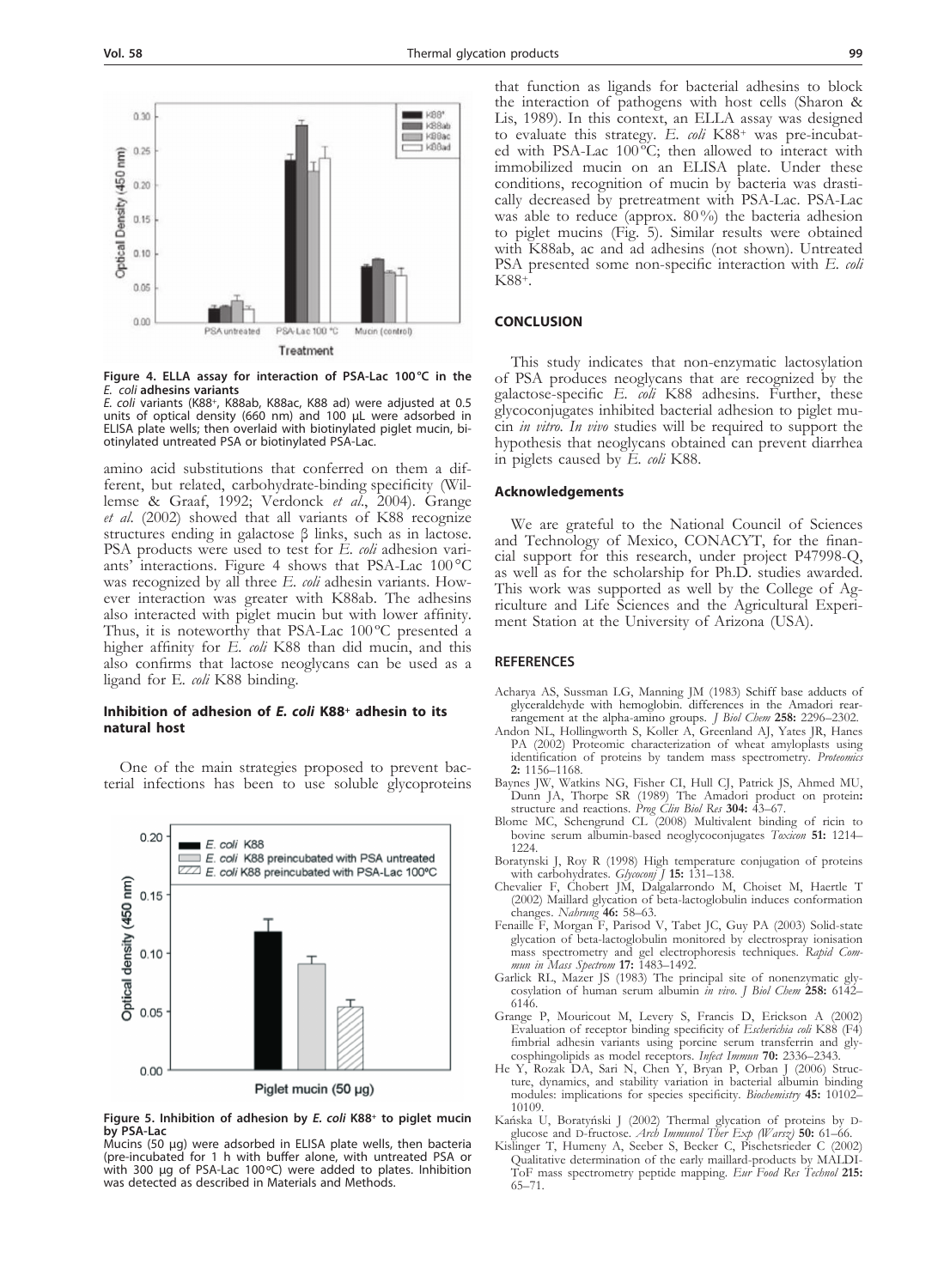Figure 4. ELLA assay for interaction of PSA-Lac 100°C in the *E. coli* adhesins variants

*E. coli* variants (K88+, K88ab, K88ac, K88 ad) were adjusted at 0.5 units of optical density (660 nm) and 100 µL were adsorbed in ELISA plate wells; then overlaid with biotinylated piglet mucin, biotinylated untreated PSA or biotinylated PSA-Lac.

amino acid substitutions that conferred on them a different, but related, carbohydrate-binding specificity (Willemse & Graaf, 1992; Verdonck *et al.*, 2004). Grange *et al.* (2002) showed that all variants of K88 recognize structures ending in galactose β links, such as in lactose. PSA products were used to test for *E. coli* adhesion variants' interactions. Figure 4 shows that PSA-Lac 100°C was recognized by all three *E. coli* adhesin variants. However interaction was greater with K88ab. The adhesins also interacted with piglet mucin but with lower affinity. Thus, it is noteworthy that PSA-Lac 100°C presented a higher affinity for *E. coli* K88 than did mucin, and this also confirms that lactose neoglycans can be used as a ligand for E. *coli* K88 binding.

### Inhibition of adhesion of *E. coli* K88+ adhesin to its natural host

One of the main strategies proposed to prevent bacterial infections has been to use soluble glycoproteins that function as ligands for bacterial adhesins to block the interaction of pathogens with host cells (Sharon & Lis, 1989). In this context, an ELLA assay was designed to evaluate this strategy. *E. coli* K88+ was pre-incubated with PSA-Lac 100°C; then allowed to interact with immobilized mucin on an ELISA plate. Under these conditions, recognition of mucin by bacteria was drastically decreased by pretreatment with PSA-Lac. PSA-Lac was able to reduce (approx. 80%) the bacteria adhesion to piglet mucins (Fig. 5). Similar results were obtained with K88ab, ac and ad adhesins (not shown). Untreated PSA presented some non-specific interaction with *E. coli* K88+.

Figure 5. Inhibition of adhesion by *E. coli* K88+ to piglet mucin by PSA-Lac

Mucins (50 µg) were adsorbed in ELISA plate wells, then bacteria (pre-incubated for 1 h with buffer alone, with untreated PSA or with 300 µg of PSA-Lac 100°C) were added to plates. Inhibition was detected as described in Materials and Methods.

## CONCLUSION

This study indicates that non-enzymatic lactosylation of PSA produces neoglycans that are recognized by the galactose-specific *E. coli* K88 adhesins. Further, these glycoconjugates inhibited bacterial adhesion to piglet mucin *in vitro*. *In vivo* studies will be required to support the hypothesis that neoglycans obtained can prevent diarrhea in piglets caused by *E. coli* K88.

## Acknowledgements

We are grateful to the National Council of Sciences and Technology of Mexico, CONACYT, for the financial support for this research, under project P47998-Q, as well as for the scholarship for Ph.D. studies awarded. This work was supported as well by the College of Agriculture and Life Sciences and the Agricultural Experiment Station at the University of Arizona (USA).

## REFERENCES

Acharya AS, Sussman LG, Manning JM (1983) Schiff base adducts of glyceraldehyde with hemoglobin. differences in the Amadori rearrangement at the alpha-amino groups. *J Biol Chem* **258:** 2296–2302.

Andon NL, Hollingworth S, Koller A, Greenland AJ, Yates JR, Hanes PA (2002) Proteomic characterization of wheat amyloplasts using identification of proteins by tandem mass spectrometry. *Proteomics* **2:** 1156–1168.

Baynes JW, Watkins NG, Fisher CI, Hull CJ, Patrick JS, Ahmed MU, Dunn JA, Thorpe SR (1989) The Amadori product on protein: structure and reactions. *Prog Clin Biol Res* **304:** 43–67.

Blome MC, Schengrund CL (2008) Multivalent binding of ricin to bovine serum albumin-based neoglycoconjugates *Toxicon* **51:** 1214–1224.

Boratynski J, Roy R (1998) High temperature conjugation of proteins with carbohydrates. *Glycoconj J* **15:** 131–138.

Chevalier F, Chobert JM, Dalgalarrondo M, Choiset M, Haertle T (2002) Maillard glycation of beta-lactoglobulin induces conformation changes. *Nahrung* **46:** 58–63.

Fenaille F, Morgan F, Parisod V, Tabet JC, Guy PA (2003) Solid-state glycation of beta-lactoglobulin monitored by electrospray ionisation mass spectrometry and gel electrophoresis techniques. *Rapid Commun in Mass Spectrom* **17:** 1483–1492.

Garlick RL, Mazer JS (1983) The principal site of nonenzymatic glycosylation of human serum albumin *in vivo*. *J Biol Chem* **258:** 6142–6146.

Grange P, Mouricout M, Levery S, Francis D, Erickson A (2002) Evaluation of receptor binding specificity of *Escherichia coli* K88 (F4) fimbrial adhesin variants using porcine serum transferrin and glycosphingolipids as model receptors. *Infect Immun* **70:** 2336–2343.

He Y, Rozak DA, Sari N, Chen Y, Bryan P, Orban J (2006) Structure, dynamics, and stability variation in bacterial albumin binding modules: implications for species specificity. *Biochemistry* **45:** 10102–10109.

Kańska U, Boratyński J (2002) Thermal glycation of proteins by D-glucose and D-fructose. *Arch Immunol Ther Exp (Warsz)* **50:** 61–66.

Kislinger T, Humeny A, Seeber S, Becker C, Pischetsrieder C (2002) Qualitative determination of the early maillard-products by MALDI-ToF mass spectrometry peptide mapping. *Eur Food Res Technol* **215:** 65–71.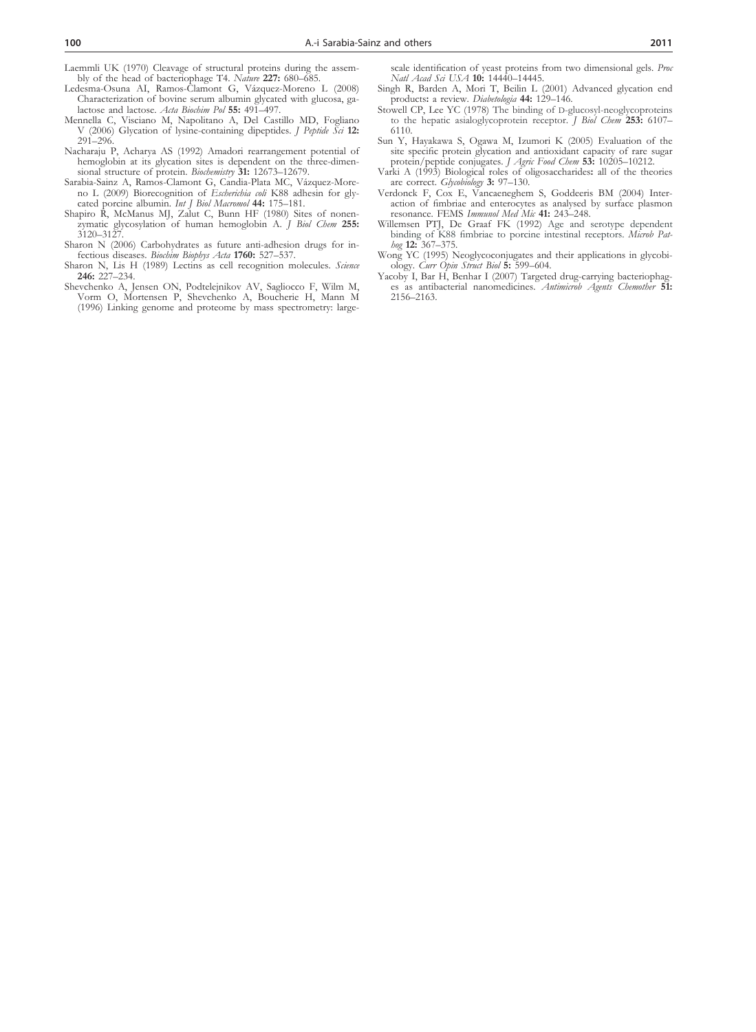Laemmli UK (1970) Cleavage of structural proteins during the assembly of the head of bacteriophage T4. *Nature* **227:** 680–685.

Ledesma-Osuna AI, Ramos-Clamont G, Vázquez-Moreno L (2008) Characterization of bovine serum albumin glycated with glucosa, galactose and lactose. *Acta Biochim Pol* **55:** 491–497.

Mennella C, Visciano M, Napolitano A, Del Castillo MD, Fogliano V (2006) Glycation of lysine-containing dipeptides. *J Peptide Sci* **12:** 291–296.

Nacharaju P, Acharya AS (1992) Amadori rearrangement potential of hemoglobin at its glycation sites is dependent on the three-dimensional structure of protein. *Biochemistry* **31:** 12673–12679.

Sarabia-Sainz A, Ramos-Clamont G, Candia-Plata MC, Vázquez-Moreno L (2009) Biorecognition of *Escherichia coli* K88 adhesin for glycated porcine albumin. *Int J Biol Macromol* **44:** 175–181.

Shapiro R, McManus MJ, Zalut C, Bunn HF (1980) Sites of nonenzymatic glycosylation of human hemoglobin A. *J Biol Chem* **255:** 3120–3127.

Sharon N (2006) Carbohydrates as future anti-adhesion drugs for infectious diseases. *Biochim Biophys Acta* **1760:** 527–537.

Sharon N, Lis H (1989) Lectins as cell recognition molecules. *Science* **246:** 227–234.

Shevchenko A, Jensen ON, Podtelejnikov AV, Sagliocco F, Wilm M, Vorm O, Mortensen P, Shevchenko A, Boucherie H, Mann M (1996) Linking genome and proteome by mass spectrometry: large-scale identification of yeast proteins from two dimensional gels. *Proc Natl Acad Sci USA* **10:** 14440–14445.

Singh R, Barden A, Mori T, Beilin L (2001) Advanced glycation end products: a review. *Diabetologia* **44:** 129–146.

Stowell CP, Lee YC (1978) The binding of D-glucosyl-neoglycoproteins to the hepatic asialoglycoprotein receptor. *J Biol Chem* **253:** 6107–6110.

Sun Y, Hayakawa S, Ogawa M, Izumori K (2005) Evaluation of the site specific protein glycation and antioxidant capacity of rare sugar protein/peptide conjugates. *J Agric Food Chem* **53:** 10205–10212.

Varki A (1993) Biological roles of oligosaccharides: all of the theories are correct. *Glycobiology* **3:** 97–130.

Verdonck F, Cox E, Vancaeneghem S, Goddeeris BM (2004) Interaction of fimbriae and enterocytes as analysed by surface plasmon resonance. FEMS *Immunol Med Mic* **41:** 243–248.

Willemsen PTJ, De Graaf FK (1992) Age and serotype dependent binding of K88 fimbriae to porcine intestinal receptors. *Microb Pathog* **12:** 367–375.

Wong YC (1995) Neoglycoconjugates and their applications in glycobiology. *Curr Opin Struct Biol* **5:** 599–604.

Yacoby I, Bar H, Benhar I (2007) Targeted drug-carrying bacteriophages as antibacterial nanomedicines. *Antimicrob Agents Chemother* **51:** 2156–2163.